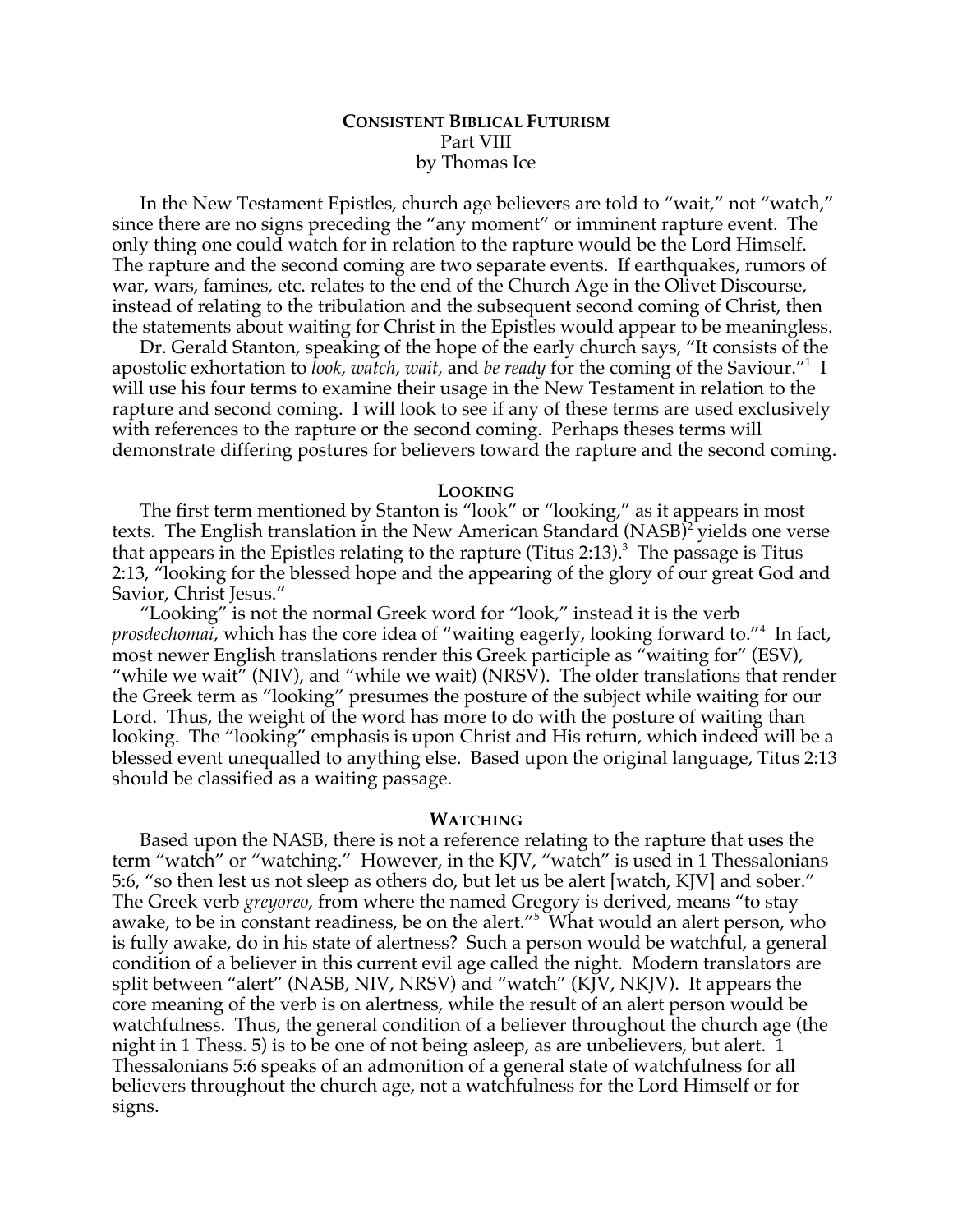**CONSISTENT BIBLICAL FUTURISM**
Part VIII
by Thomas Ice

In the New Testament Epistles, church age believers are told to "wait," not "watch," since there are no signs preceding the "any moment" or imminent rapture event. The only thing one could watch for in relation to the rapture would be the Lord Himself. The rapture and the second coming are two separate events. If earthquakes, rumors of war, wars, famines, etc. relates to the end of the Church Age in the Olivet Discourse, instead of relating to the tribulation and the subsequent second coming of Christ, then the statements about waiting for Christ in the Epistles would appear to be meaningless.

Dr. Gerald Stanton, speaking of the hope of the early church says, "It consists of the apostolic exhortation to *look*, *watch*, *wait*, and *be ready* for the coming of the Saviour."[1] I will use his four terms to examine their usage in the New Testament in relation to the rapture and second coming. I will look to see if any of these terms are used exclusively with references to the rapture or the second coming. Perhaps theses terms will demonstrate differing postures for believers toward the rapture and the second coming.

## LOOKING

The first term mentioned by Stanton is "look" or "looking," as it appears in most texts. The English translation in the New American Standard (NASB)[2] yields one verse that appears in the Epistles relating to the rapture (Titus 2:13).[3] The passage is Titus 2:13, "looking for the blessed hope and the appearing of the glory of our great God and Savior, Christ Jesus."

"Looking" is not the normal Greek word for "look," instead it is the verb *prosdechomai*, which has the core idea of "waiting eagerly, looking forward to."[4] In fact, most newer English translations render this Greek participle as "waiting for" (ESV), "while we wait" (NIV), and "while we wait) (NRSV). The older translations that render the Greek term as "looking" presumes the posture of the subject while waiting for our Lord. Thus, the weight of the word has more to do with the posture of waiting than looking. The "looking" emphasis is upon Christ and His return, which indeed will be a blessed event unequalled to anything else. Based upon the original language, Titus 2:13 should be classified as a waiting passage.

## WATCHING

Based upon the NASB, there is not a reference relating to the rapture that uses the term "watch" or "watching." However, in the KJV, "watch" is used in 1 Thessalonians 5:6, "so then lest us not sleep as others do, but let us be alert [watch, KJV] and sober." The Greek verb *greyoreo*, from where the named Gregory is derived, means "to stay awake, to be in constant readiness, be on the alert."[5] What would an alert person, who is fully awake, do in his state of alertness? Such a person would be watchful, a general condition of a believer in this current evil age called the night. Modern translators are split between "alert" (NASB, NIV, NRSV) and "watch" (KJV, NKJV). It appears the core meaning of the verb is on alertness, while the result of an alert person would be watchfulness. Thus, the general condition of a believer throughout the church age (the night in 1 Thess. 5) is to be one of not being asleep, as are unbelievers, but alert. 1 Thessalonians 5:6 speaks of an admonition of a general state of watchfulness for all believers throughout the church age, not a watchfulness for the Lord Himself or for signs.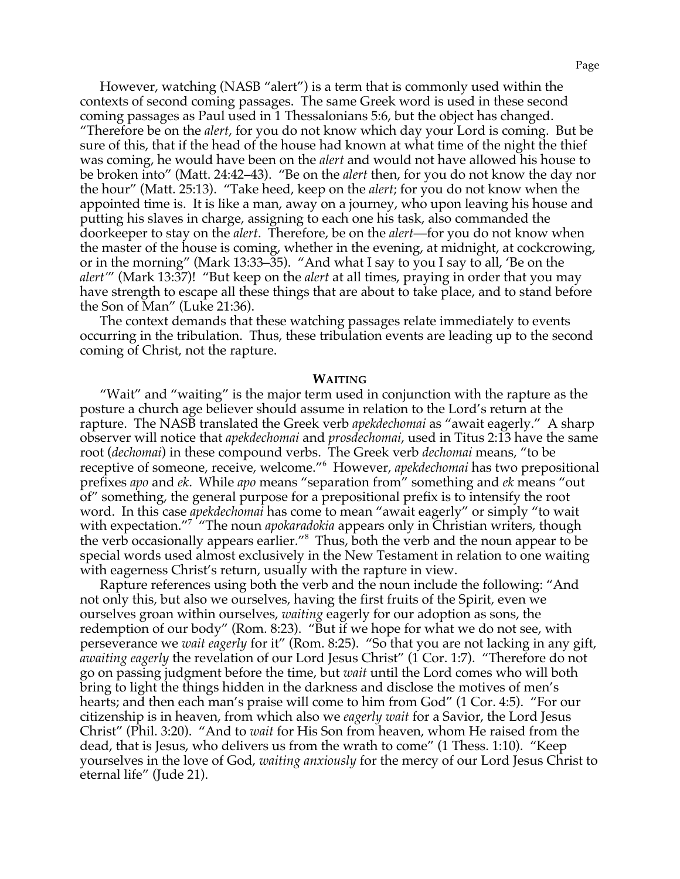However, watching (NASB "alert") is a term that is commonly used within the contexts of second coming passages. The same Greek word is used in these second coming passages as Paul used in 1 Thessalonians 5:6, but the object has changed. "Therefore be on the *alert*, for you do not know which day your Lord is coming. But be sure of this, that if the head of the house had known at what time of the night the thief was coming, he would have been on the *alert* and would not have allowed his house to be broken into" (Matt. 24:42–43). "Be on the *alert* then, for you do not know the day nor the hour" (Matt. 25:13). "Take heed, keep on the *alert*; for you do not know when the appointed time is. It is like a man, away on a journey, who upon leaving his house and putting his slaves in charge, assigning to each one his task, also commanded the doorkeeper to stay on the *alert*. Therefore, be on the *alert*—for you do not know when the master of the house is coming, whether in the evening, at midnight, at cockcrowing, or in the morning" (Mark 13:33–35). "And what I say to you I say to all, 'Be on the *alert*'" (Mark 13:37)! "But keep on the *alert* at all times, praying in order that you may have strength to escape all these things that are about to take place, and to stand before the Son of Man" (Luke 21:36).

The context demands that these watching passages relate immediately to events occurring in the tribulation. Thus, these tribulation events are leading up to the second coming of Christ, not the rapture.

### WAITING

"Wait" and "waiting" is the major term used in conjunction with the rapture as the posture a church age believer should assume in relation to the Lord's return at the rapture. The NASB translated the Greek verb *apekdechomai* as "await eagerly." A sharp observer will notice that *apekdechomai* and *prosdechomai*, used in Titus 2:13 have the same root (*dechomai*) in these compound verbs. The Greek verb *dechomai* means, "to be receptive of someone, receive, welcome."[6] However, *apekdechomai* has two prepositional prefixes *apo* and *ek*. While *apo* means "separation from" something and *ek* means "out of" something, the general purpose for a prepositional prefix is to intensify the root word. In this case *apekdechomai* has come to mean "await eagerly" or simply "to wait with expectation."[7] "The noun *apokaradokia* appears only in Christian writers, though the verb occasionally appears earlier."[8] Thus, both the verb and the noun appear to be special words used almost exclusively in the New Testament in relation to one waiting with eagerness Christ's return, usually with the rapture in view.

Rapture references using both the verb and the noun include the following: "And not only this, but also we ourselves, having the first fruits of the Spirit, even we ourselves groan within ourselves, *waiting* eagerly for our adoption as sons, the redemption of our body" (Rom. 8:23). "But if we hope for what we do not see, with perseverance we *wait eagerly* for it" (Rom. 8:25). "So that you are not lacking in any gift, *awaiting eagerly* the revelation of our Lord Jesus Christ" (1 Cor. 1:7). "Therefore do not go on passing judgment before the time, but *wait* until the Lord comes who will both bring to light the things hidden in the darkness and disclose the motives of men's hearts; and then each man's praise will come to him from God" (1 Cor. 4:5). "For our citizenship is in heaven, from which also we *eagerly wait* for a Savior, the Lord Jesus Christ" (Phil. 3:20). "And to *wait* for His Son from heaven, whom He raised from the dead, that is Jesus, who delivers us from the wrath to come" (1 Thess. 1:10). "Keep yourselves in the love of God, *waiting anxiously* for the mercy of our Lord Jesus Christ to eternal life" (Jude 21).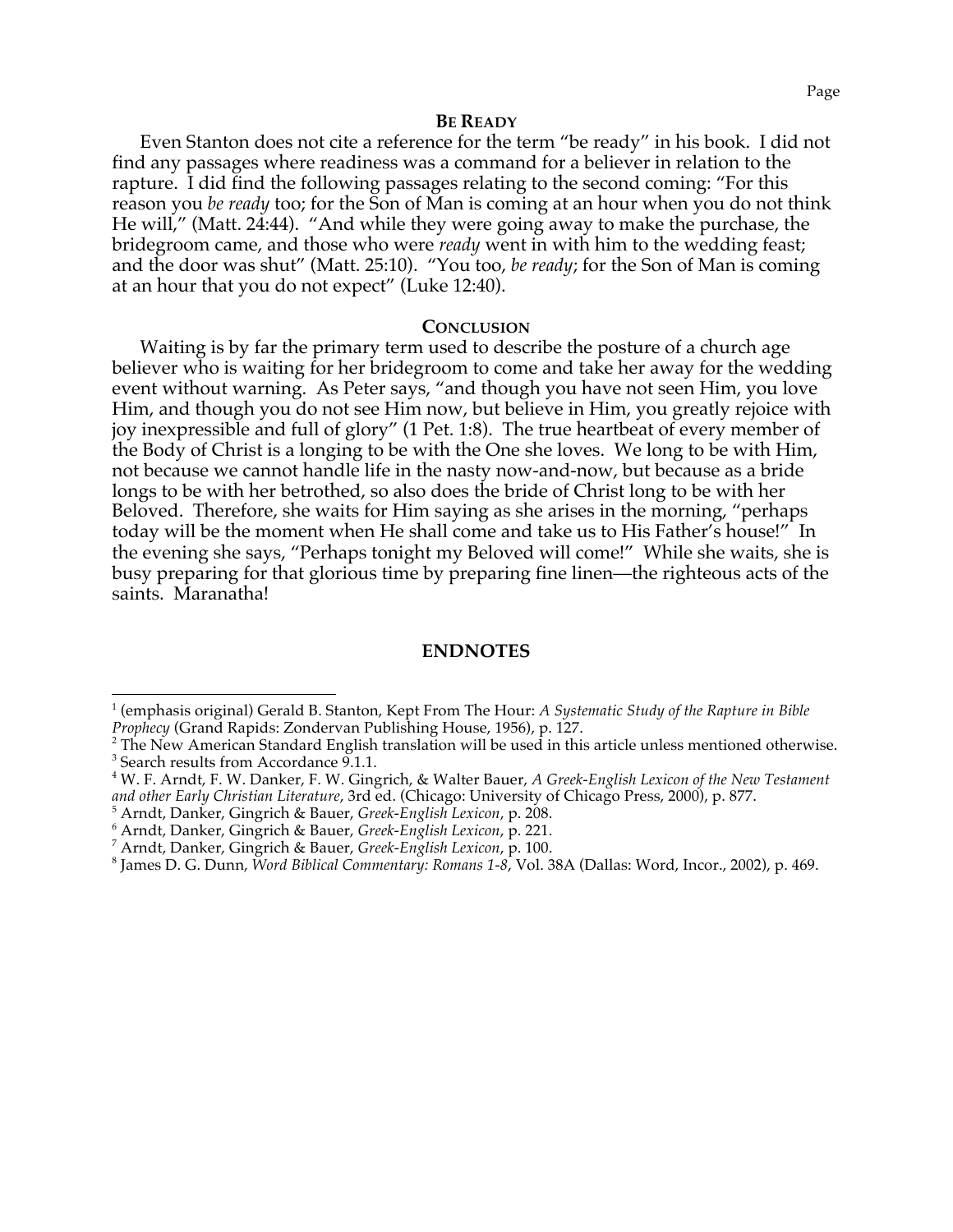## Be Ready

Even Stanton does not cite a reference for the term "be ready" in his book. I did not find any passages where readiness was a command for a believer in relation to the rapture. I did find the following passages relating to the second coming: "For this reason you *be ready* too; for the Son of Man is coming at an hour when you do not think He will," (Matt. 24:44). "And while they were going away to make the purchase, the bridegroom came, and those who were *ready* went in with him to the wedding feast; and the door was shut" (Matt. 25:10). "You too, *be ready*; for the Son of Man is coming at an hour that you do not expect" (Luke 12:40).

## Conclusion

Waiting is by far the primary term used to describe the posture of a church age believer who is waiting for her bridegroom to come and take her away for the wedding event without warning. As Peter says, "and though you have not seen Him, you love Him, and though you do not see Him now, but believe in Him, you greatly rejoice with joy inexpressible and full of glory" (1 Pet. 1:8). The true heartbeat of every member of the Body of Christ is a longing to be with the One she loves. We long to be with Him, not because we cannot handle life in the nasty now-and-now, but because as a bride longs to be with her betrothed, so also does the bride of Christ long to be with her Beloved. Therefore, she waits for Him saying as she arises in the morning, "perhaps today will be the moment when He shall come and take us to His Father's house!" In the evening she says, "Perhaps tonight my Beloved will come!" While she waits, she is busy preparing for that glorious time by preparing fine linen—the righteous acts of the saints. Maranatha!

## ENDNOTES

[1] (emphasis original) Gerald B. Stanton, Kept From The Hour: *A Systematic Study of the Rapture in Bible Prophecy* (Grand Rapids: Zondervan Publishing House, 1956), p. 127.

[2] The New American Standard English translation will be used in this article unless mentioned otherwise.

[3] Search results from Accordance 9.1.1.

[4] W. F. Arndt, F. W. Danker, F. W. Gingrich, & Walter Bauer, *A Greek-English Lexicon of the New Testament and other Early Christian Literature*, 3rd ed. (Chicago: University of Chicago Press, 2000), p. 877.

[5] Arndt, Danker, Gingrich & Bauer, *Greek-English Lexicon*, p. 208.

[6] Arndt, Danker, Gingrich & Bauer, *Greek-English Lexicon*, p. 221.

[7] Arndt, Danker, Gingrich & Bauer, *Greek-English Lexicon*, p. 100.

[8] James D. G. Dunn, *Word Biblical Commentary: Romans 1-8*, Vol. 38A (Dallas: Word, Incor., 2002), p. 469.